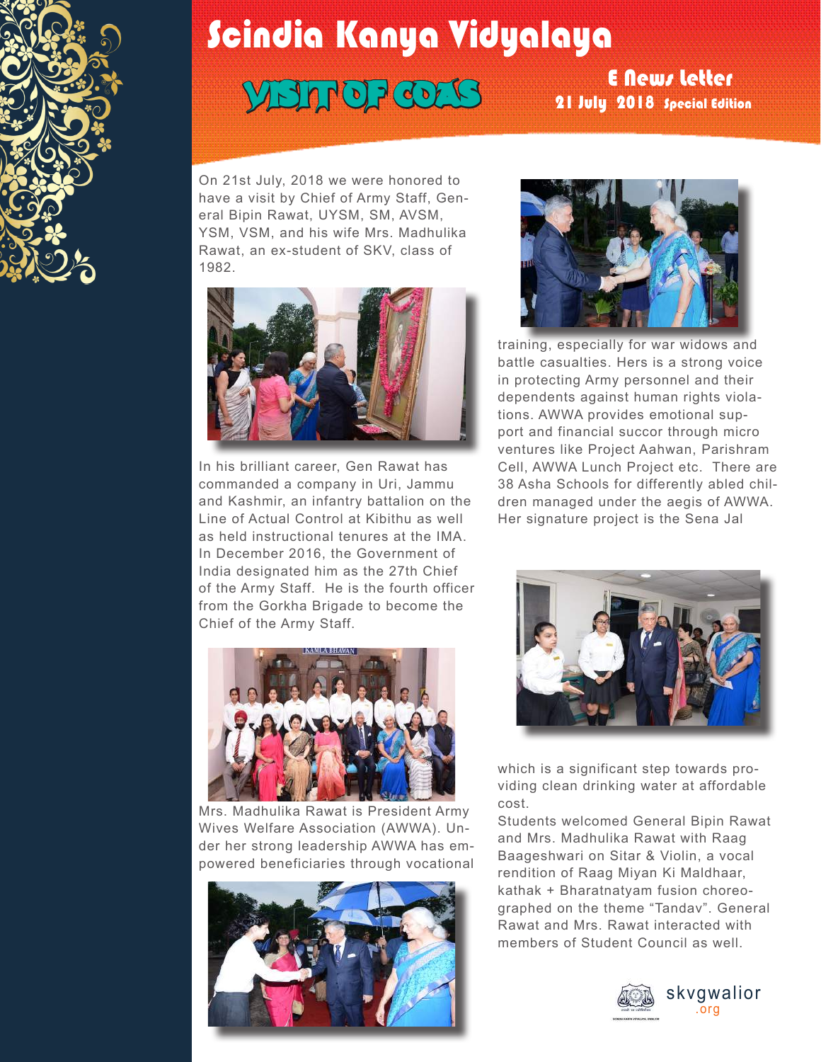# Scindia Kanya Vidyalaya

## VISIT OF COAS

**E News letter**
**21 July 2018 Special Edition**

On 21st July, 2018 we were honored to have a visit by Chief of Army Staff, General Bipin Rawat, UYSM, SM, AVSM, YSM, VSM, and his wife Mrs. Madhulika Rawat, an ex-student of SKV, class of 1982.

In his brilliant career, Gen Rawat has commanded a company in Uri, Jammu and Kashmir, an infantry battalion on the Line of Actual Control at Kibithu as well as held instructional tenures at the IMA. In December 2016, the Government of India designated him as the 27th Chief of the Army Staff. He is the fourth officer from the Gorkha Brigade to become the Chief of the Army Staff.

Mrs. Madhulika Rawat is President Army Wives Welfare Association (AWWA). Under her strong leadership AWWA has empowered beneficiaries through vocational training, especially for war widows and battle casualties. Hers is a strong voice in protecting Army personnel and their dependents against human rights violations. AWWA provides emotional support and financial succor through micro ventures like Project Aahwan, Parishram Cell, AWWA Lunch Project etc. There are 38 Asha Schools for differently abled children managed under the aegis of AWWA. Her signature project is the Sena Jal which is a significant step towards providing clean drinking water at affordable cost.

Students welcomed General Bipin Rawat and Mrs. Madhulika Rawat with Raag Baageshwari on Sitar & Violin, a vocal rendition of Raag Miyan Ki Maldhaar, kathak + Bharatnatyam fusion choreographed on the theme "Tandav". General Rawat and Mrs. Rawat interacted with members of Student Council as well.

skvgwalior.org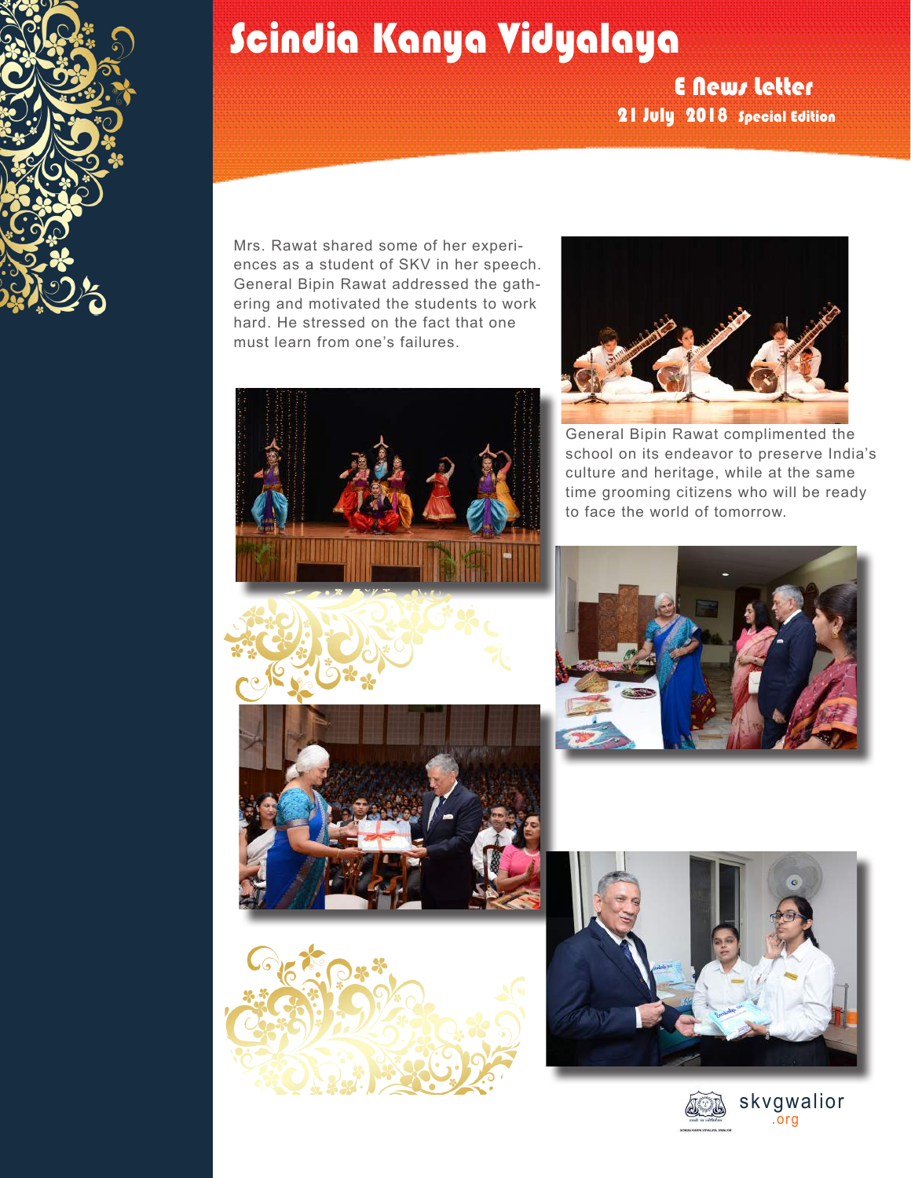# Scindia Kanya Vidyalaya

## E News Letter

**21 July 2018** Special Edition

Mrs. Rawat shared some of her experiences as a student of SKV in her speech. General Bipin Rawat addressed the gathering and motivated the students to work hard. He stressed on the fact that one must learn from one's failures.

General Bipin Rawat complimented the school on its endeavor to preserve India's culture and heritage, while at the same time grooming citizens who will be ready to face the world of tomorrow.

skvgwalior
.org